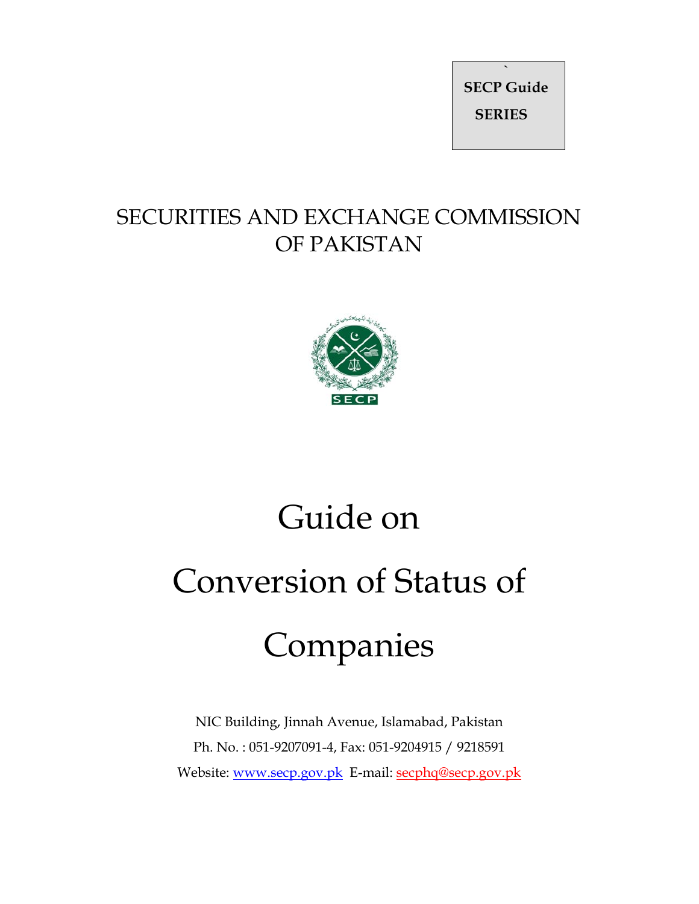**SECP Guide SERIES**

# SECURITIES AND EXCHANGE COMMISSION OF PAKISTAN

# Guide on Conversion of Status of Companies

NIC Building, Jinnah Avenue, Islamabad, Pakistan

Ph. No. : 051-9207091-4, Fax: 051-9204915 / 9218591

Website: www.secp.gov.pk E-mail: secphq@secp.gov.pk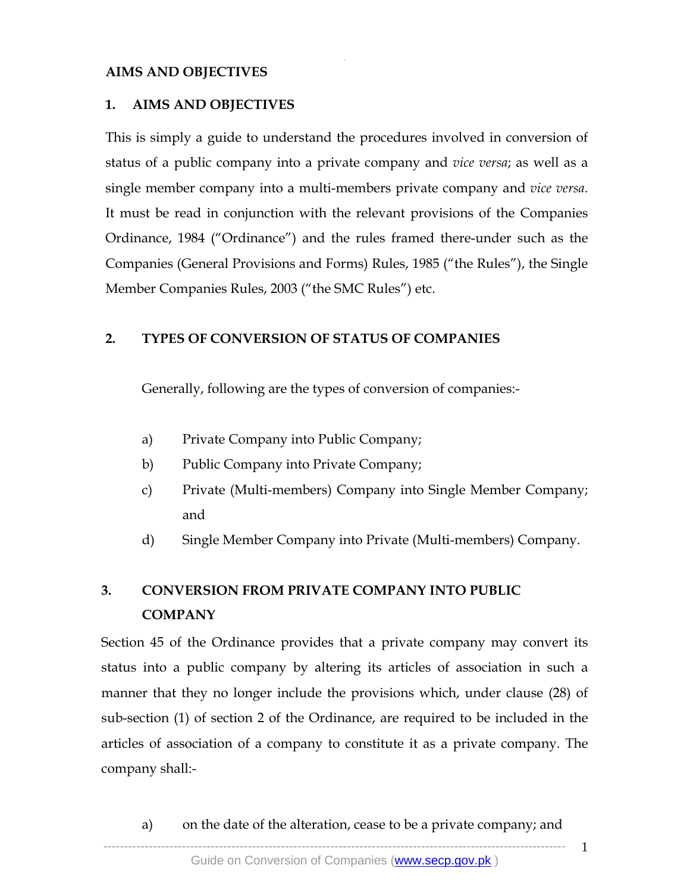**AIMS AND OBJECTIVES**

## 1. AIMS AND OBJECTIVES

This is simply a guide to understand the procedures involved in conversion of status of a public company into a private company and *vice versa*; as well as a single member company into a multi-members private company and *vice versa*. It must be read in conjunction with the relevant provisions of the Companies Ordinance, 1984 ("Ordinance") and the rules framed there-under such as the Companies (General Provisions and Forms) Rules, 1985 ("the Rules"), the Single Member Companies Rules, 2003 ("the SMC Rules") etc.

## 2. TYPES OF CONVERSION OF STATUS OF COMPANIES

Generally, following are the types of conversion of companies:-

a) Private Company into Public Company;

b) Public Company into Private Company;

c) Private (Multi-members) Company into Single Member Company; and

d) Single Member Company into Private (Multi-members) Company.

## 3. CONVERSION FROM PRIVATE COMPANY INTO PUBLIC COMPANY

Section 45 of the Ordinance provides that a private company may convert its status into a public company by altering its articles of association in such a manner that they no longer include the provisions which, under clause (28) of sub-section (1) of section 2 of the Ordinance, are required to be included in the articles of association of a company to constitute it as a private company. The company shall:-

a) on the date of the alteration, cease to be a private company; and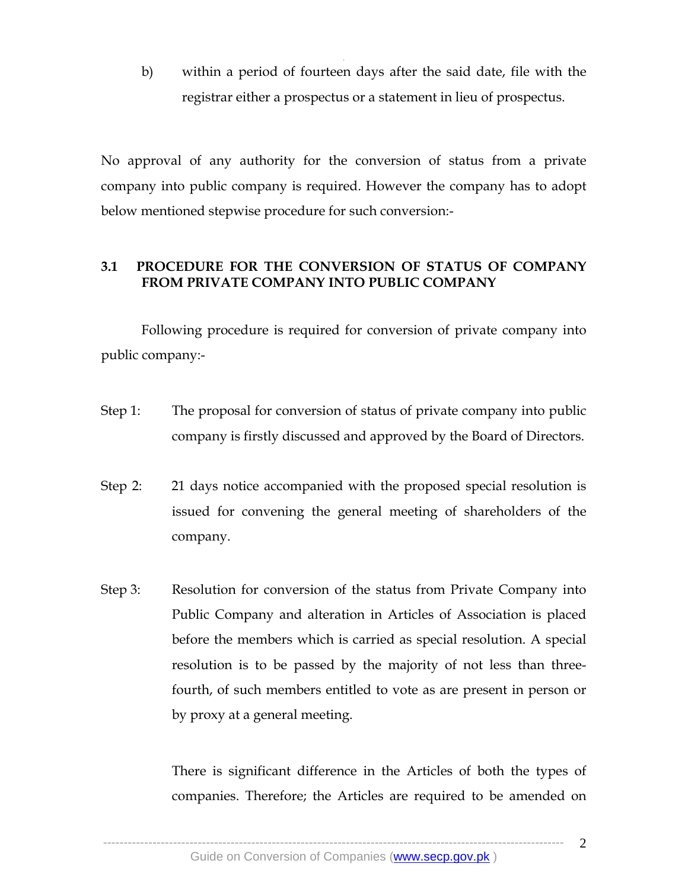b) within a period of fourteen days after the said date, file with the registrar either a prospectus or a statement in lieu of prospectus.

No approval of any authority for the conversion of status from a private company into public company is required. However the company has to adopt below mentioned stepwise procedure for such conversion:-

### 3.1 PROCEDURE FOR THE CONVERSION OF STATUS OF COMPANY FROM PRIVATE COMPANY INTO PUBLIC COMPANY

Following procedure is required for conversion of private company into public company:-

Step 1: The proposal for conversion of status of private company into public company is firstly discussed and approved by the Board of Directors.

Step 2: 21 days notice accompanied with the proposed special resolution is issued for convening the general meeting of shareholders of the company.

Step 3: Resolution for conversion of the status from Private Company into Public Company and alteration in Articles of Association is placed before the members which is carried as special resolution. A special resolution is to be passed by the majority of not less than three-fourth, of such members entitled to vote as are present in person or by proxy at a general meeting.

There is significant difference in the Articles of both the types of companies. Therefore; the Articles are required to be amended on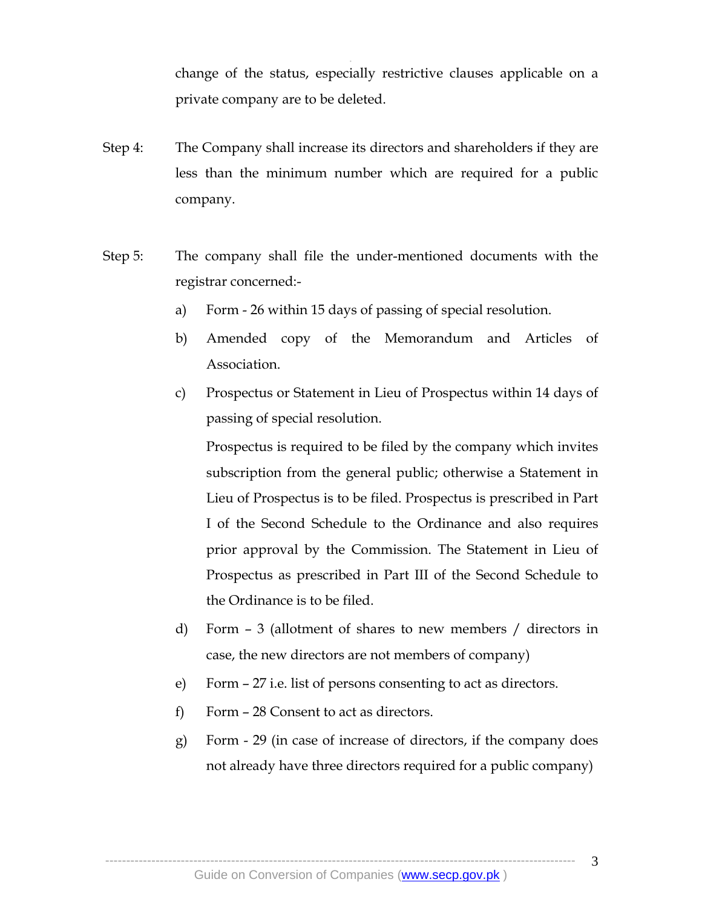change of the status, especially restrictive clauses applicable on a private company are to be deleted.

Step 4: The Company shall increase its directors and shareholders if they are less than the minimum number which are required for a public company.

Step 5: The company shall file the under-mentioned documents with the registrar concerned:-

a) Form - 26 within 15 days of passing of special resolution.

b) Amended copy of the Memorandum and Articles of Association.

c) Prospectus or Statement in Lieu of Prospectus within 14 days of passing of special resolution.

   Prospectus is required to be filed by the company which invites subscription from the general public; otherwise a Statement in Lieu of Prospectus is to be filed. Prospectus is prescribed in Part I of the Second Schedule to the Ordinance and also requires prior approval by the Commission. The Statement in Lieu of Prospectus as prescribed in Part III of the Second Schedule to the Ordinance is to be filed.

d) Form – 3 (allotment of shares to new members / directors in case, the new directors are not members of company)

e) Form – 27 i.e. list of persons consenting to act as directors.

f) Form – 28 Consent to act as directors.

g) Form - 29 (in case of increase of directors, if the company does not already have three directors required for a public company)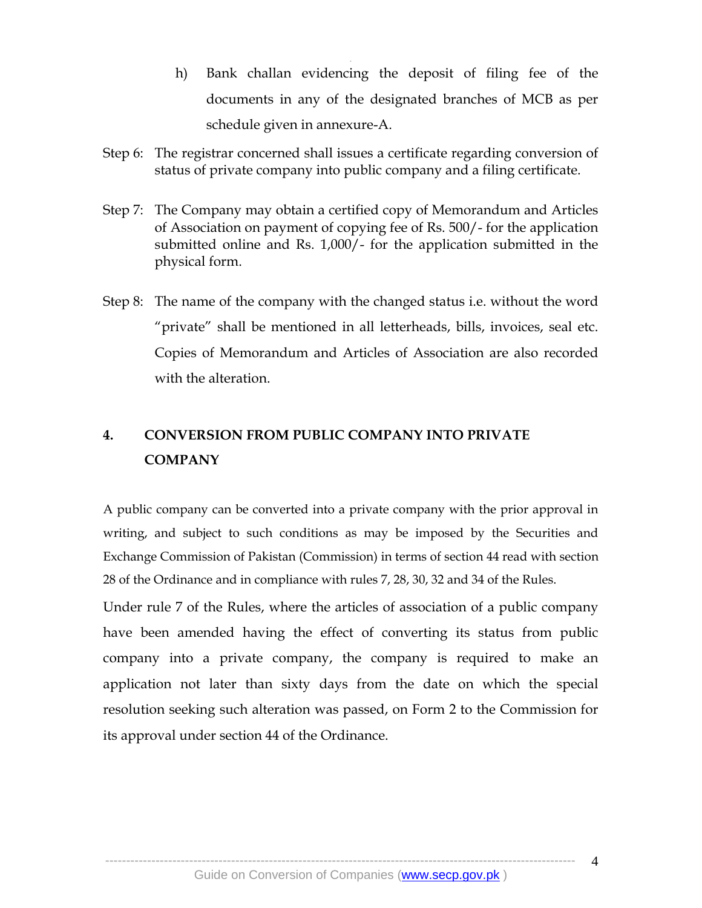h) Bank challan evidencing the deposit of filing fee of the documents in any of the designated branches of MCB as per schedule given in annexure-A.

Step 6: The registrar concerned shall issues a certificate regarding conversion of status of private company into public company and a filing certificate.

Step 7: The Company may obtain a certified copy of Memorandum and Articles of Association on payment of copying fee of Rs. 500/- for the application submitted online and Rs. 1,000/- for the application submitted in the physical form.

Step 8: The name of the company with the changed status i.e. without the word "private" shall be mentioned in all letterheads, bills, invoices, seal etc. Copies of Memorandum and Articles of Association are also recorded with the alteration.

## 4. CONVERSION FROM PUBLIC COMPANY INTO PRIVATE COMPANY

A public company can be converted into a private company with the prior approval in writing, and subject to such conditions as may be imposed by the Securities and Exchange Commission of Pakistan (Commission) in terms of section 44 read with section 28 of the Ordinance and in compliance with rules 7, 28, 30, 32 and 34 of the Rules.

Under rule 7 of the Rules, where the articles of association of a public company have been amended having the effect of converting its status from public company into a private company, the company is required to make an application not later than sixty days from the date on which the special resolution seeking such alteration was passed, on Form 2 to the Commission for its approval under section 44 of the Ordinance.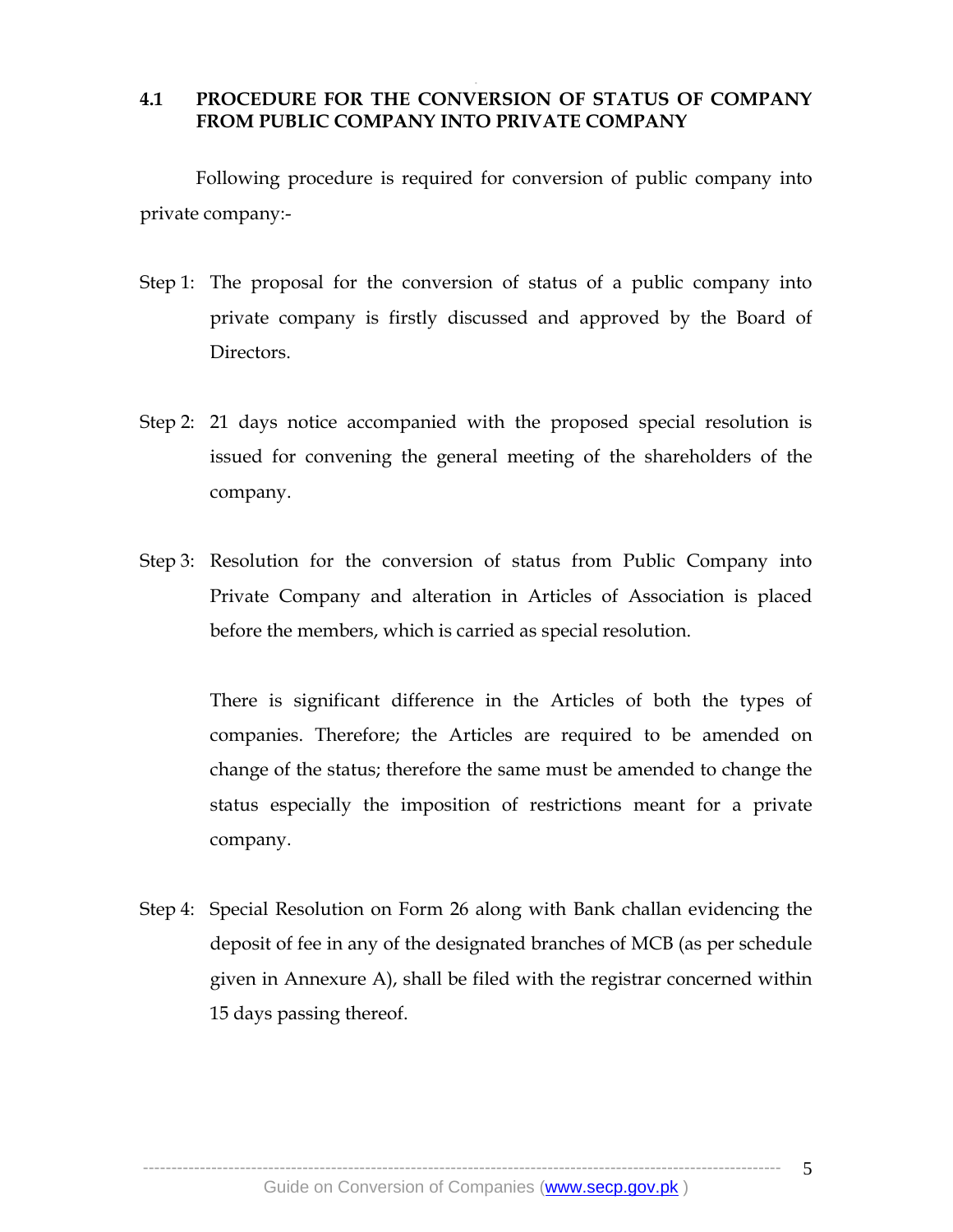### 4.1 PROCEDURE FOR THE CONVERSION OF STATUS OF COMPANY FROM PUBLIC COMPANY INTO PRIVATE COMPANY

Following procedure is required for conversion of public company into private company:-

Step 1: The proposal for the conversion of status of a public company into private company is firstly discussed and approved by the Board of Directors.

Step 2: 21 days notice accompanied with the proposed special resolution is issued for convening the general meeting of the shareholders of the company.

Step 3: Resolution for the conversion of status from Public Company into Private Company and alteration in Articles of Association is placed before the members, which is carried as special resolution.

There is significant difference in the Articles of both the types of companies. Therefore; the Articles are required to be amended on change of the status; therefore the same must be amended to change the status especially the imposition of restrictions meant for a private company.

Step 4: Special Resolution on Form 26 along with Bank challan evidencing the deposit of fee in any of the designated branches of MCB (as per schedule given in Annexure A), shall be filed with the registrar concerned within 15 days passing thereof.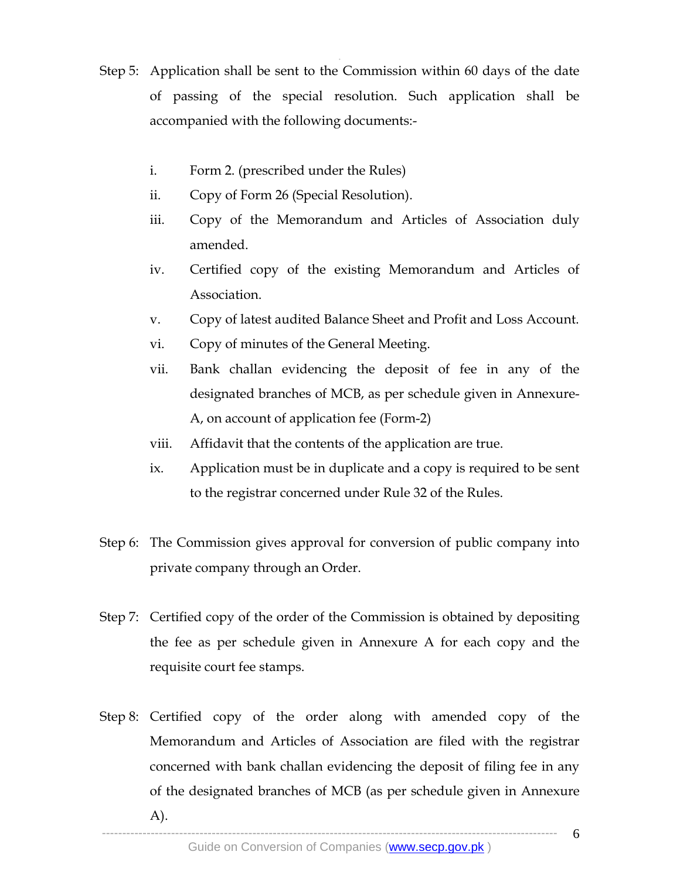Step 5: Application shall be sent to the Commission within 60 days of the date of passing of the special resolution. Such application shall be accompanied with the following documents:-

i. Form 2. (prescribed under the Rules)

ii. Copy of Form 26 (Special Resolution).

iii. Copy of the Memorandum and Articles of Association duly amended.

iv. Certified copy of the existing Memorandum and Articles of Association.

v. Copy of latest audited Balance Sheet and Profit and Loss Account.

vi. Copy of minutes of the General Meeting.

vii. Bank challan evidencing the deposit of fee in any of the designated branches of MCB, as per schedule given in Annexure-A, on account of application fee (Form-2)

viii. Affidavit that the contents of the application are true.

ix. Application must be in duplicate and a copy is required to be sent to the registrar concerned under Rule 32 of the Rules.

Step 6: The Commission gives approval for conversion of public company into private company through an Order.

Step 7: Certified copy of the order of the Commission is obtained by depositing the fee as per schedule given in Annexure A for each copy and the requisite court fee stamps.

Step 8: Certified copy of the order along with amended copy of the Memorandum and Articles of Association are filed with the registrar concerned with bank challan evidencing the deposit of filing fee in any of the designated branches of MCB (as per schedule given in Annexure A).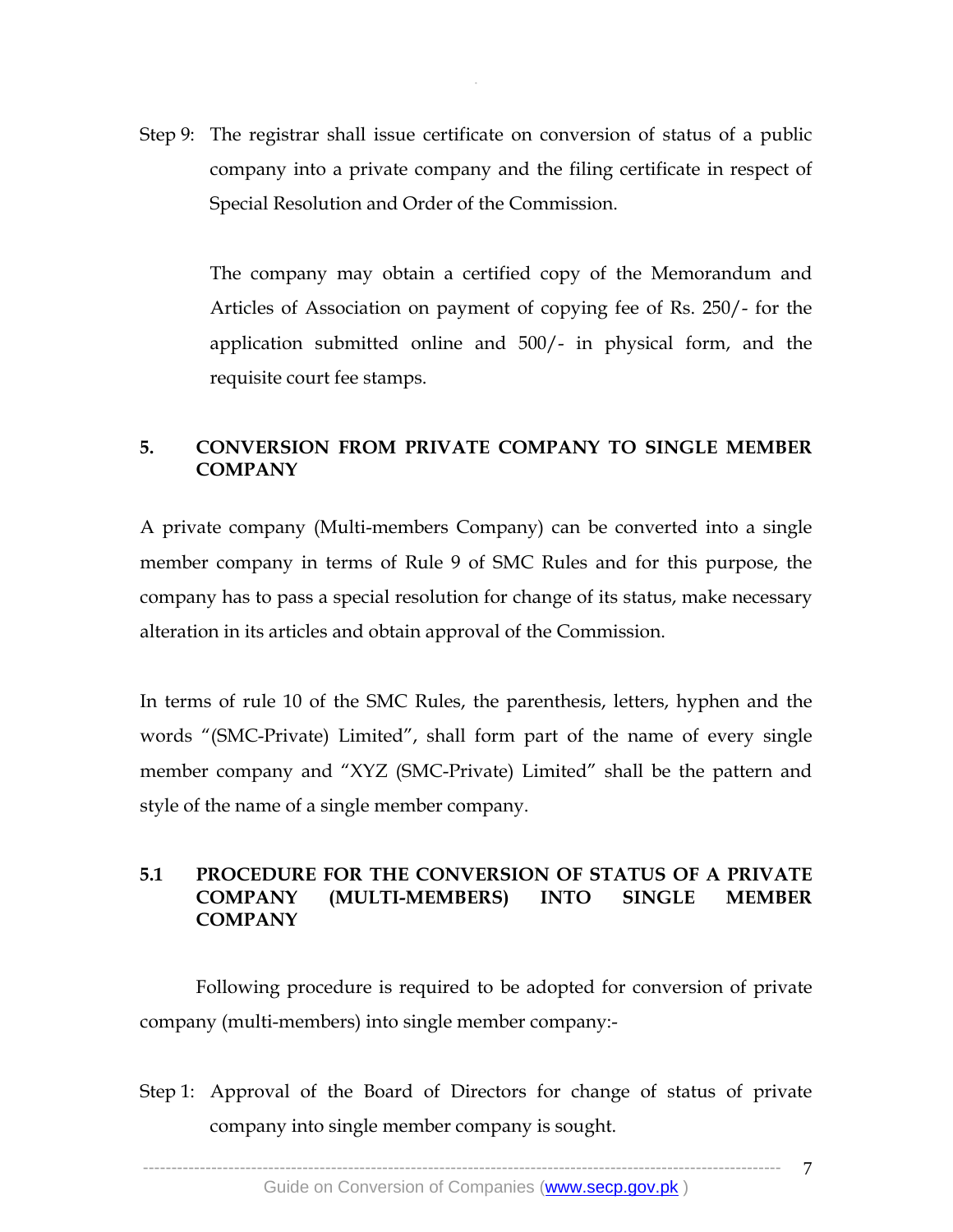Step 9: The registrar shall issue certificate on conversion of status of a public company into a private company and the filing certificate in respect of Special Resolution and Order of the Commission.

The company may obtain a certified copy of the Memorandum and Articles of Association on payment of copying fee of Rs. 250/- for the application submitted online and 500/- in physical form, and the requisite court fee stamps.

## 5. CONVERSION FROM PRIVATE COMPANY TO SINGLE MEMBER COMPANY

A private company (Multi-members Company) can be converted into a single member company in terms of Rule 9 of SMC Rules and for this purpose, the company has to pass a special resolution for change of its status, make necessary alteration in its articles and obtain approval of the Commission.

In terms of rule 10 of the SMC Rules, the parenthesis, letters, hyphen and the words "(SMC-Private) Limited", shall form part of the name of every single member company and "XYZ (SMC-Private) Limited" shall be the pattern and style of the name of a single member company.

### 5.1 PROCEDURE FOR THE CONVERSION OF STATUS OF A PRIVATE COMPANY (MULTI-MEMBERS) INTO SINGLE MEMBER COMPANY

Following procedure is required to be adopted for conversion of private company (multi-members) into single member company:-

Step 1: Approval of the Board of Directors for change of status of private company into single member company is sought.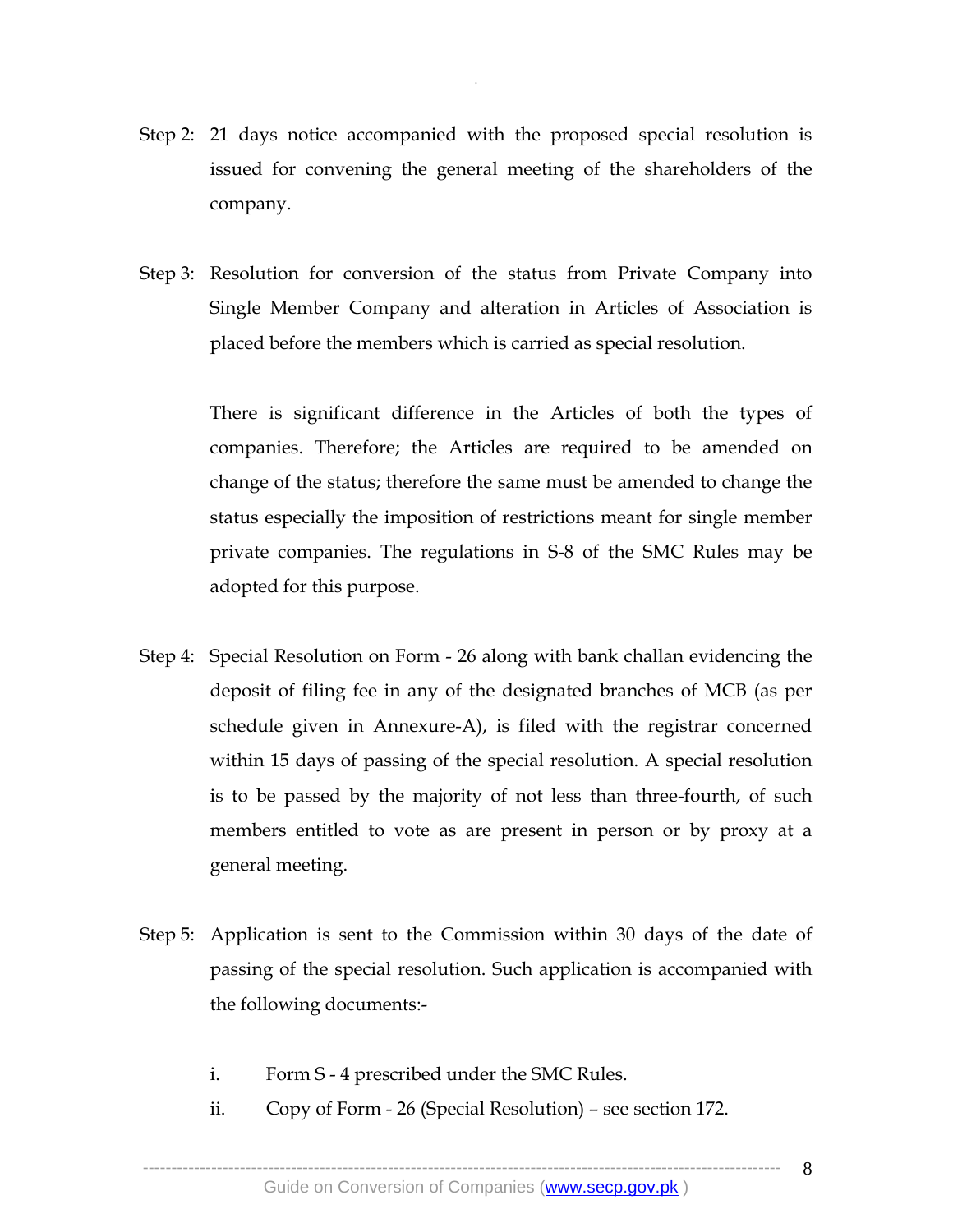Step 2: 21 days notice accompanied with the proposed special resolution is issued for convening the general meeting of the shareholders of the company.

Step 3: Resolution for conversion of the status from Private Company into Single Member Company and alteration in Articles of Association is placed before the members which is carried as special resolution.

There is significant difference in the Articles of both the types of companies. Therefore; the Articles are required to be amended on change of the status; therefore the same must be amended to change the status especially the imposition of restrictions meant for single member private companies. The regulations in S-8 of the SMC Rules may be adopted for this purpose.

Step 4: Special Resolution on Form - 26 along with bank challan evidencing the deposit of filing fee in any of the designated branches of MCB (as per schedule given in Annexure-A), is filed with the registrar concerned within 15 days of passing of the special resolution. A special resolution is to be passed by the majority of not less than three-fourth, of such members entitled to vote as are present in person or by proxy at a general meeting.

Step 5: Application is sent to the Commission within 30 days of the date of passing of the special resolution. Such application is accompanied with the following documents:-

i. Form S - 4 prescribed under the SMC Rules.

ii. Copy of Form - 26 (Special Resolution) – see section 172.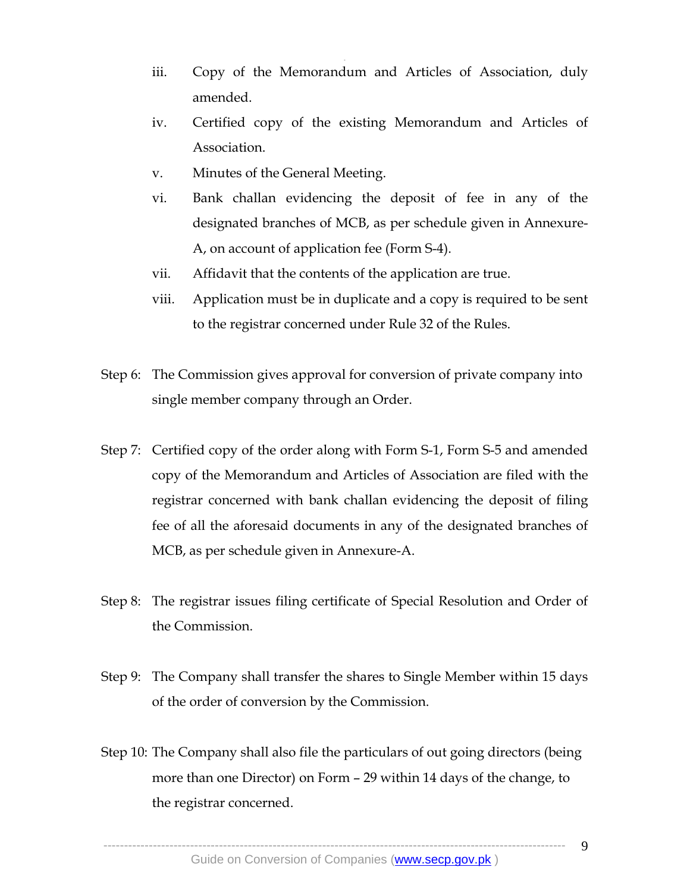iii. Copy of the Memorandum and Articles of Association, duly amended.

iv. Certified copy of the existing Memorandum and Articles of Association.

v. Minutes of the General Meeting.

vi. Bank challan evidencing the deposit of fee in any of the designated branches of MCB, as per schedule given in Annexure-A, on account of application fee (Form S-4).

vii. Affidavit that the contents of the application are true.

viii. Application must be in duplicate and a copy is required to be sent to the registrar concerned under Rule 32 of the Rules.

Step 6: The Commission gives approval for conversion of private company into single member company through an Order.

Step 7: Certified copy of the order along with Form S-1, Form S-5 and amended copy of the Memorandum and Articles of Association are filed with the registrar concerned with bank challan evidencing the deposit of filing fee of all the aforesaid documents in any of the designated branches of MCB, as per schedule given in Annexure-A.

Step 8: The registrar issues filing certificate of Special Resolution and Order of the Commission.

Step 9: The Company shall transfer the shares to Single Member within 15 days of the order of conversion by the Commission.

Step 10: The Company shall also file the particulars of out going directors (being more than one Director) on Form – 29 within 14 days of the change, to the registrar concerned.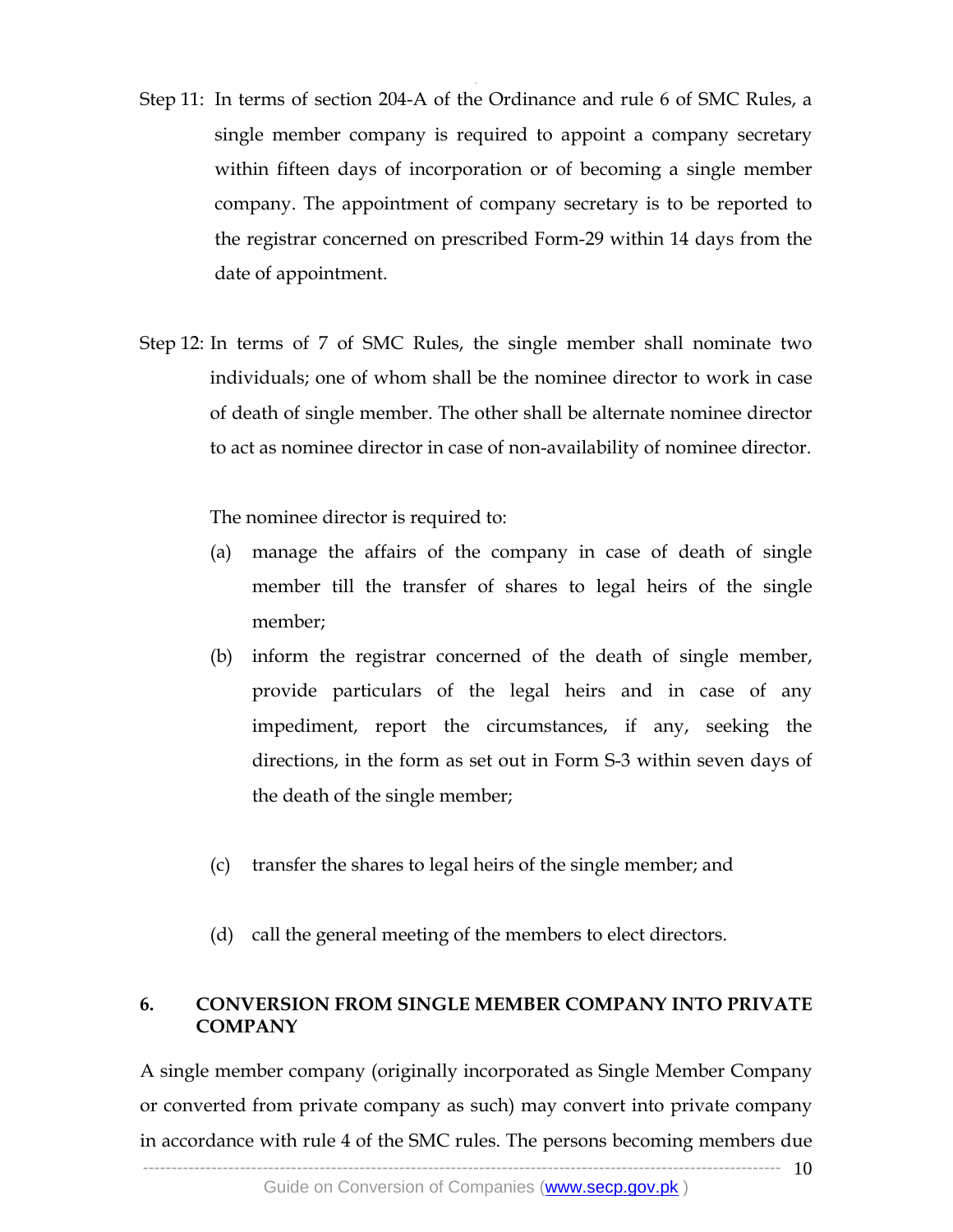Step 11: In terms of section 204-A of the Ordinance and rule 6 of SMC Rules, a single member company is required to appoint a company secretary within fifteen days of incorporation or of becoming a single member company. The appointment of company secretary is to be reported to the registrar concerned on prescribed Form-29 within 14 days from the date of appointment.

Step 12: In terms of 7 of SMC Rules, the single member shall nominate two individuals; one of whom shall be the nominee director to work in case of death of single member. The other shall be alternate nominee director to act as nominee director in case of non-availability of nominee director.

The nominee director is required to:

(a) manage the affairs of the company in case of death of single member till the transfer of shares to legal heirs of the single member;

(b) inform the registrar concerned of the death of single member, provide particulars of the legal heirs and in case of any impediment, report the circumstances, if any, seeking the directions, in the form as set out in Form S-3 within seven days of the death of the single member;

(c) transfer the shares to legal heirs of the single member; and

(d) call the general meeting of the members to elect directors.

## 6. CONVERSION FROM SINGLE MEMBER COMPANY INTO PRIVATE COMPANY

A single member company (originally incorporated as Single Member Company or converted from private company as such) may convert into private company in accordance with rule 4 of the SMC rules. The persons becoming members due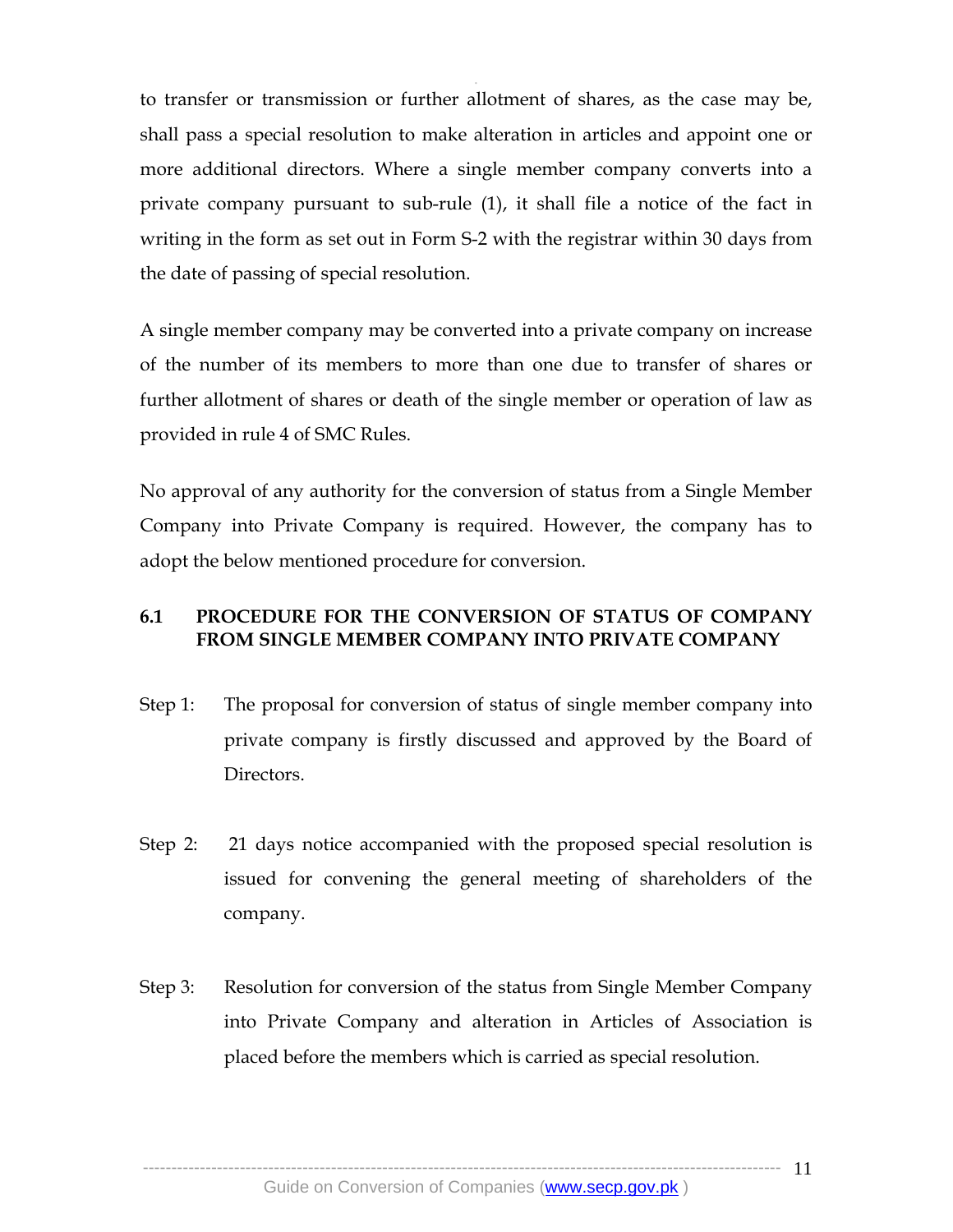to transfer or transmission or further allotment of shares, as the case may be, shall pass a special resolution to make alteration in articles and appoint one or more additional directors. Where a single member company converts into a private company pursuant to sub-rule (1), it shall file a notice of the fact in writing in the form as set out in Form S-2 with the registrar within 30 days from the date of passing of special resolution.

A single member company may be converted into a private company on increase of the number of its members to more than one due to transfer of shares or further allotment of shares or death of the single member or operation of law as provided in rule 4 of SMC Rules.

No approval of any authority for the conversion of status from a Single Member Company into Private Company is required. However, the company has to adopt the below mentioned procedure for conversion.

### 6.1 PROCEDURE FOR THE CONVERSION OF STATUS OF COMPANY FROM SINGLE MEMBER COMPANY INTO PRIVATE COMPANY

Step 1: The proposal for conversion of status of single member company into private company is firstly discussed and approved by the Board of Directors.

Step 2: 21 days notice accompanied with the proposed special resolution is issued for convening the general meeting of shareholders of the company.

Step 3: Resolution for conversion of the status from Single Member Company into Private Company and alteration in Articles of Association is placed before the members which is carried as special resolution.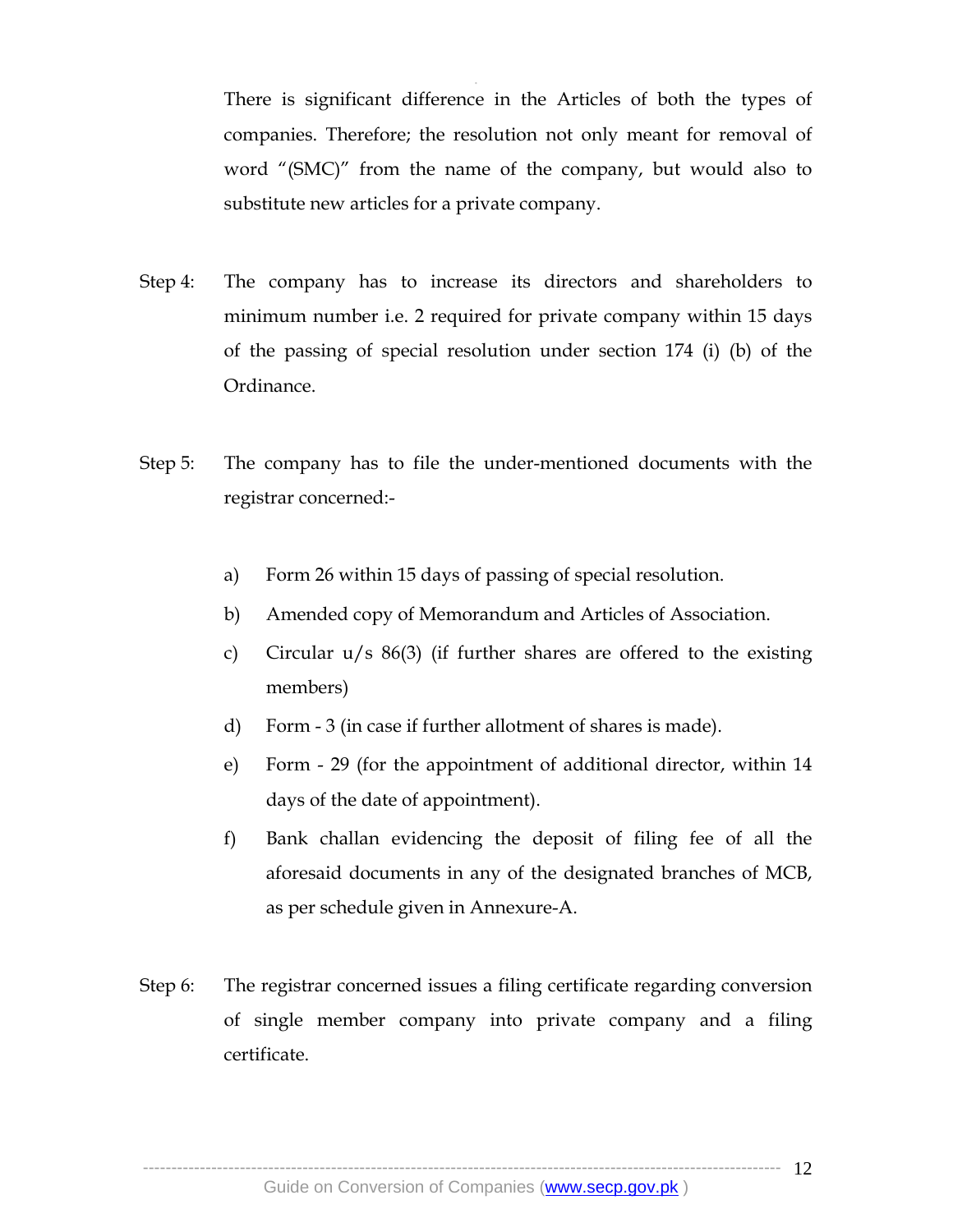There is significant difference in the Articles of both the types of companies. Therefore; the resolution not only meant for removal of word "(SMC)" from the name of the company, but would also to substitute new articles for a private company.

Step 4: The company has to increase its directors and shareholders to minimum number i.e. 2 required for private company within 15 days of the passing of special resolution under section 174 (i) (b) of the Ordinance.

Step 5: The company has to file the under-mentioned documents with the registrar concerned:-

a) Form 26 within 15 days of passing of special resolution.

b) Amended copy of Memorandum and Articles of Association.

c) Circular u/s 86(3) (if further shares are offered to the existing members)

d) Form - 3 (in case if further allotment of shares is made).

e) Form - 29 (for the appointment of additional director, within 14 days of the date of appointment).

f) Bank challan evidencing the deposit of filing fee of all the aforesaid documents in any of the designated branches of MCB, as per schedule given in Annexure-A.

Step 6: The registrar concerned issues a filing certificate regarding conversion of single member company into private company and a filing certificate.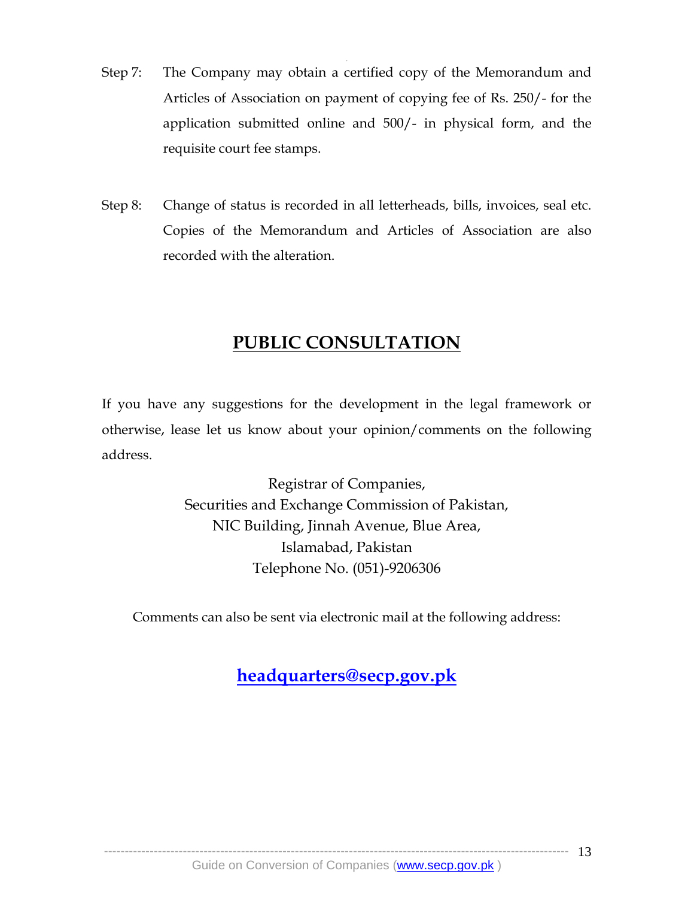Step 7: The Company may obtain a certified copy of the Memorandum and Articles of Association on payment of copying fee of Rs. 250/- for the application submitted online and 500/- in physical form, and the requisite court fee stamps.

Step 8: Change of status is recorded in all letterheads, bills, invoices, seal etc. Copies of the Memorandum and Articles of Association are also recorded with the alteration.

## PUBLIC CONSULTATION

If you have any suggestions for the development in the legal framework or otherwise, lease let us know about your opinion/comments on the following address.

Registrar of Companies,  
Securities and Exchange Commission of Pakistan,  
NIC Building, Jinnah Avenue, Blue Area,  
Islamabad, Pakistan  
Telephone No. (051)-9206306

Comments can also be sent via electronic mail at the following address:

**headquarters@secp.gov.pk**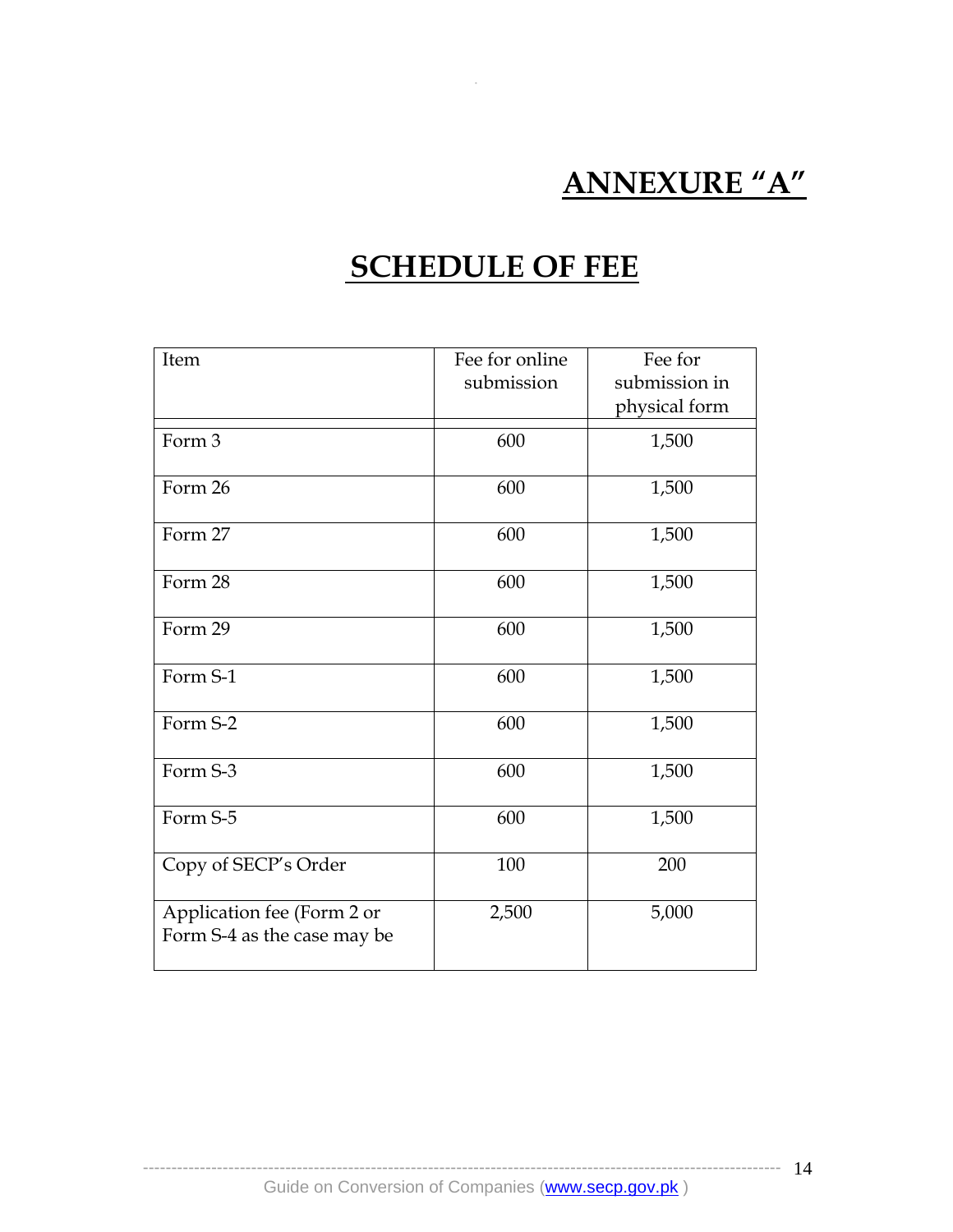# ANNEXURE "A"

## SCHEDULE OF FEE

| Item | Fee for online submission | Fee for submission in physical form |
|---|---|---|
| Form 3 | 600 | 1,500 |
| Form 26 | 600 | 1,500 |
| Form 27 | 600 | 1,500 |
| Form 28 | 600 | 1,500 |
| Form 29 | 600 | 1,500 |
| Form S-1 | 600 | 1,500 |
| Form S-2 | 600 | 1,500 |
| Form S-3 | 600 | 1,500 |
| Form S-5 | 600 | 1,500 |
| Copy of SECP's Order | 100 | 200 |
| Application fee (Form 2 or Form S-4 as the case may be | 2,500 | 5,000 |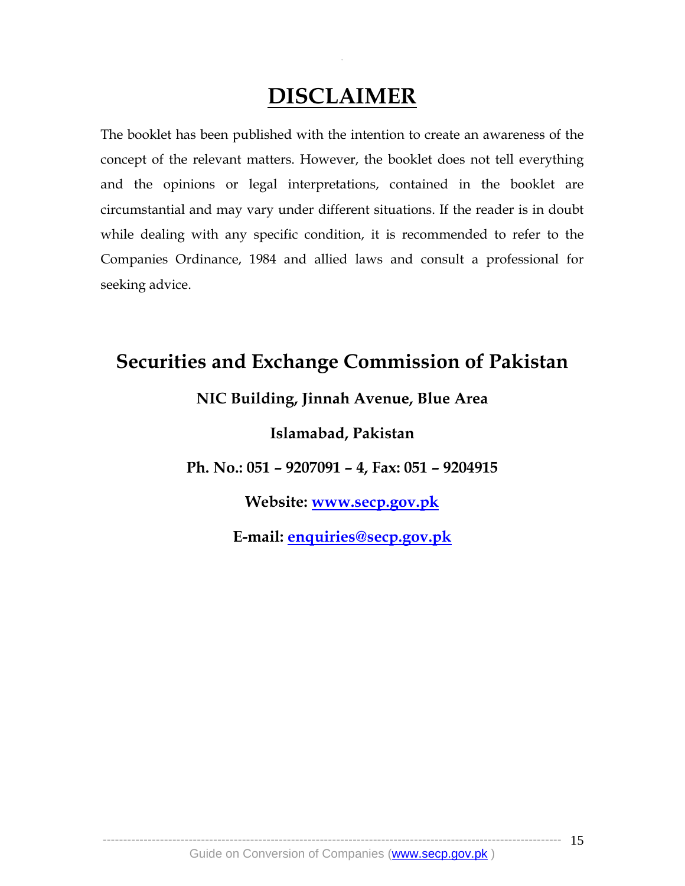# DISCLAIMER

The booklet has been published with the intention to create an awareness of the concept of the relevant matters. However, the booklet does not tell everything and the opinions or legal interpretations, contained in the booklet are circumstantial and may vary under different situations. If the reader is in doubt while dealing with any specific condition, it is recommended to refer to the Companies Ordinance, 1984 and allied laws and consult a professional for seeking advice.

## Securities and Exchange Commission of Pakistan

**NIC Building, Jinnah Avenue, Blue Area**

**Islamabad, Pakistan**

**Ph. No.: 051 – 9207091 – 4, Fax: 051 – 9204915**

**Website: www.secp.gov.pk**

**E-mail: enquiries@secp.gov.pk**